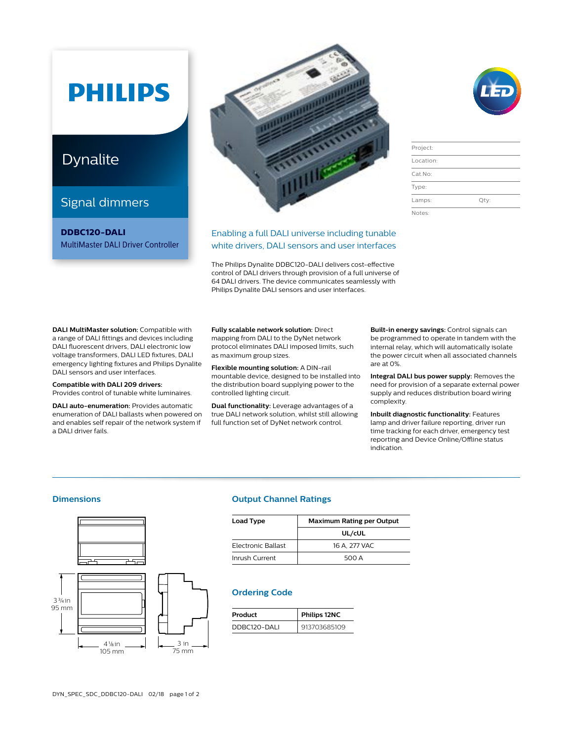# PHILIPS

## Dynalite

## Signal dimmers

**DDBC120-DALI**
MultiMaster DALI Driver Controller

| Project: | |
|---|---|
| Location: | |
| Cat.No: | |
| Type: | |
| Lamps: | Qty: |
| Notes: | |

### Enabling a full DALI universe including tunable white drivers, DALI sensors and user interfaces

The Philips Dynalite DDBC120-DALI delivers cost-effective control of DALI drivers through provision of a full universe of 64 DALI drivers. The device communicates seamlessly with Philips Dynalite DALI sensors and user interfaces.

**DALI MultiMaster solution:** Compatible with a range of DALI fittings and devices including DALI fluorescent drivers, DALI electronic low voltage transformers, DALI LED fixtures, DALI emergency lighting fixtures and Philips Dynalite DALI sensors and user interfaces.

**Compatible with DALI 209 drivers:** Provides control of tunable white luminaires.

**DALI auto-enumeration:** Provides automatic enumeration of DALI ballasts when powered on and enables self repair of the network system if a DALI driver fails.

**Fully scalable network solution:** Direct mapping from DALI to the DyNet network protocol eliminates DALI imposed limits, such as maximum group sizes.

**Flexible mounting solution:** A DIN-rail mountable device, designed to be installed into the distribution board supplying power to the controlled lighting circuit.

**Dual functionality:** Leverage advantages of a true DALI network solution, whilst still allowing full function set of DyNet network control.

**Built-in energy savings:** Control signals can be programmed to operate in tandem with the internal relay, which will automatically isolate the power circuit when all associated channels are at 0%.

**Integral DALI bus power supply:** Removes the need for provision of a separate external power supply and reduces distribution board wiring complexity.

**Inbuilt diagnostic functionality:** Features lamp and driver failure reporting, driver run time tracking for each driver, emergency test reporting and Device Online/Offline status indication.

## Dimensions

3 ¾ in
95 mm

4 ⅛ in
105 mm

3 in
75 mm

## Output Channel Ratings

| Load Type | Maximum Rating per Output |
|---|---|
| | UL/cUL |
| Electronic Ballast | 16 A, 277 VAC |
| Inrush Current | 500 A |

## Ordering Code

| Product | Philips 12NC |
|---|---|
| DDBC120-DALI | 913703685109 |

DYN_SPEC_SDC_DDBC120-DALI 02/18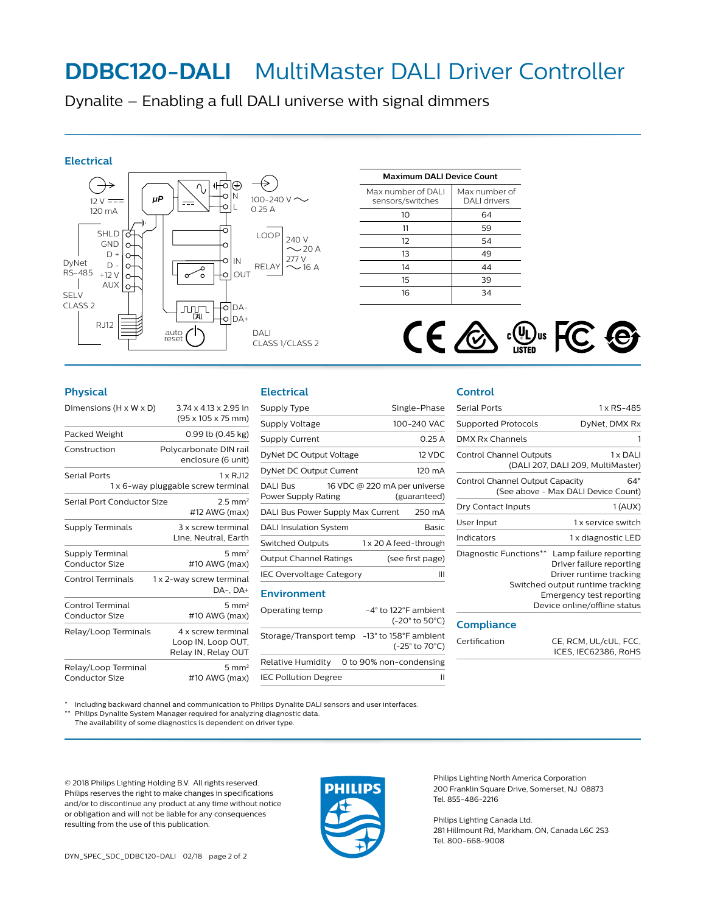# DDBC120-DALI MultiMaster DALI Driver Controller

Dynalite – Enabling a full DALI universe with signal dimmers

## Electrical

12 V ⎓
120 mA

100-240 V ~
0.25 A

µP

N
L

SHLD
GND
D +
D -
+12 V
AUX

DyNet
RS-485

SELV
CLASS 2

RJ12

LOOP

IN
RELAY
OUT

240 V
~20 A
277 V
~16 A

DA-
DA+

DALI

auto
reset

DALI
CLASS 1/CLASS 2

| Maximum DALI Device Count | |
|---|---|
| Max number of DALI sensors/switches | Max number of DALI drivers |
| 10 | 64 |
| 11 | 59 |
| 12 | 54 |
| 13 | 49 |
| 14 | 44 |
| 15 | 39 |
| 16 | 34 |

c UL us LISTED

## Physical

| | |
|---|---|
| Dimensions (H x W x D) | 3.74 x 4.13 x 2.95 in (95 x 105 x 75 mm) |
| Packed Weight | 0.99 lb (0.45 kg) |
| Construction | Polycarbonate DIN rail enclosure (6 unit) |
| Serial Ports | 1 x RJ12<br>1 x 6-way pluggable screw terminal |
| Serial Port Conductor Size | 2.5 $mm^2$<br>#12 AWG (max) |
| Supply Terminals | 3 x screw terminal Line, Neutral, Earth |
| Supply Terminal Conductor Size | 5 $mm^2$<br>#10 AWG (max) |
| Control Terminals | 1 x 2-way screw terminal DA-, DA+ |
| Control Terminal Conductor Size | 5 $mm^2$<br>#10 AWG (max) |
| Relay/Loop Terminals | 4 x screw terminal Loop IN, Loop OUT, Relay IN, Relay OUT |
| Relay/Loop Terminal Conductor Size | 5 $mm^2$<br>#10 AWG (max) |

## Electrical

| | |
|---|---|
| Supply Type | Single-Phase |
| Supply Voltage | 100-240 VAC |
| Supply Current | 0.25 A |
| DyNet DC Output Voltage | 12 VDC |
| DyNet DC Output Current | 120 mA |
| DALI Bus Power Supply Rating | 16 VDC @ 220 mA per universe (guaranteed) |
| DALI Bus Power Supply Max Current | 250 mA |
| DALI Insulation System | Basic |
| Switched Outputs | 1 x 20 A feed-through |
| Output Channel Ratings | (see first page) |
| IEC Overvoltage Category | III |

## Environment

| | |
|---|---|
| Operating temp | -4° to 122°F ambient (-20° to 50°C) |
| Storage/Transport temp | -13° to 158°F ambient (-25° to 70°C) |
| Relative Humidity | 0 to 90% non-condensing |
| IEC Pollution Degree | II |

## Control

| | |
|---|---|
| Serial Ports | 1 x RS-485 |
| Supported Protocols | DyNet, DMX Rx |
| DMX Rx Channels | 1 |
| Control Channel Outputs | 1 x DALI (DALI 207, DALI 209, MultiMaster) |
| Control Channel Output Capacity | 64* (See above - Max DALI Device Count) |
| Dry Contact Inputs | 1 (AUX) |
| User Input | 1 x service switch |
| Indicators | 1 x diagnostic LED |
| Diagnostic Functions** | Lamp failure reporting<br>Driver failure reporting<br>Driver runtime tracking<br>Switched output runtime tracking<br>Emergency test reporting<br>Device online/offline status |

## Compliance

| | |
|---|---|
| Certification | CE, RCM, UL/cUL, FCC, ICES, IEC62386, RoHS |

\* Including backward channel and communication to Philips Dynalite DALI sensors and user interfaces.
** Philips Dynalite System Manager required for analyzing diagnostic data. The availability of some diagnostics is dependent on driver type.

© 2018 Philips Lighting Holding B.V. All rights reserved. Philips reserves the right to make changes in specifications and/or to discontinue any product at any time without notice or obligation and will not be liable for any consequences resulting from the use of this publication.

PHILIPS

Philips Lighting North America Corporation
200 Franklin Square Drive, Somerset, NJ 08873
Tel. 855-486-2216

Philips Lighting Canada Ltd.
281 Hillmount Rd, Markham, ON, Canada L6C 2S3
Tel. 800-668-9008

DYN_SPEC_SDC_DDBC120-DALI 02/18